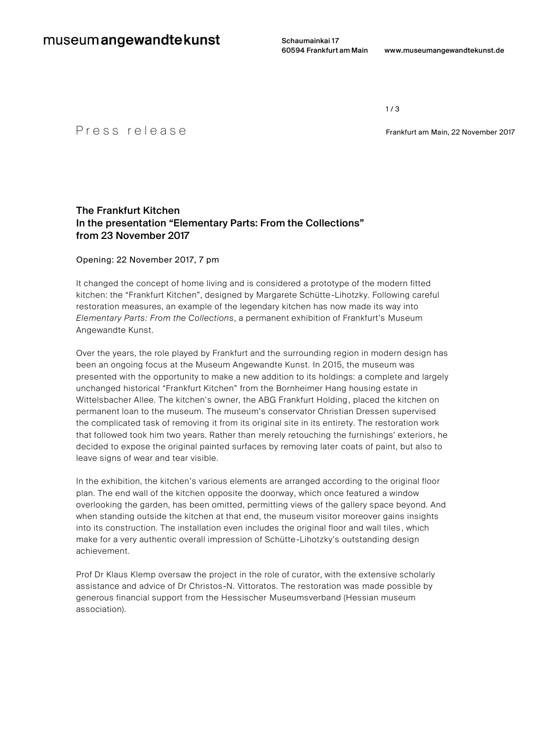museum **angewandte kunst**

Schaumainkai 17
60594 Frankfurt am Main

www.museumangewandtekunst.de

Press release

Frankfurt am Main, 22 November 2017

## The Frankfurt Kitchen
## In the presentation "Elementary Parts: From the Collections" from 23 November 2017

Opening: 22 November 2017, 7 pm

It changed the concept of home living and is considered a prototype of the modern fitted kitchen: the "Frankfurt Kitchen", designed by Margarete Schütte-Lihotzky. Following careful restoration measures, an example of the legendary kitchen has now made its way into *Elementary Parts: From the Collections*, a permanent exhibition of Frankfurt's Museum Angewandte Kunst.

Over the years, the role played by Frankfurt and the surrounding region in modern design has been an ongoing focus at the Museum Angewandte Kunst. In 2015, the museum was presented with the opportunity to make a new addition to its holdings: a complete and largely unchanged historical "Frankfurt Kitchen" from the Bornheimer Hang housing estate in Wittelsbacher Allee. The kitchen's owner, the ABG Frankfurt Holding, placed the kitchen on permanent loan to the museum. The museum's conservator Christian Dressen supervised the complicated task of removing it from its original site in its entirety. The restoration work that followed took him two years. Rather than merely retouching the furnishings' exteriors, he decided to expose the original painted surfaces by removing later coats of paint, but also to leave signs of wear and tear visible.

In the exhibition, the kitchen's various elements are arranged according to the original floor plan. The end wall of the kitchen opposite the doorway, which once featured a window overlooking the garden, has been omitted, permitting views of the gallery space beyond. And when standing outside the kitchen at that end, the museum visitor moreover gains insights into its construction. The installation even includes the original floor and wall tiles, which make for a very authentic overall impression of Schütte-Lihotzky's outstanding design achievement.

Prof Dr Klaus Klemp oversaw the project in the role of curator, with the extensive scholarly assistance and advice of Dr Christos-N. Vittoratos. The restoration was made possible by generous financial support from the Hessischer Museumsverband (Hessian museum association).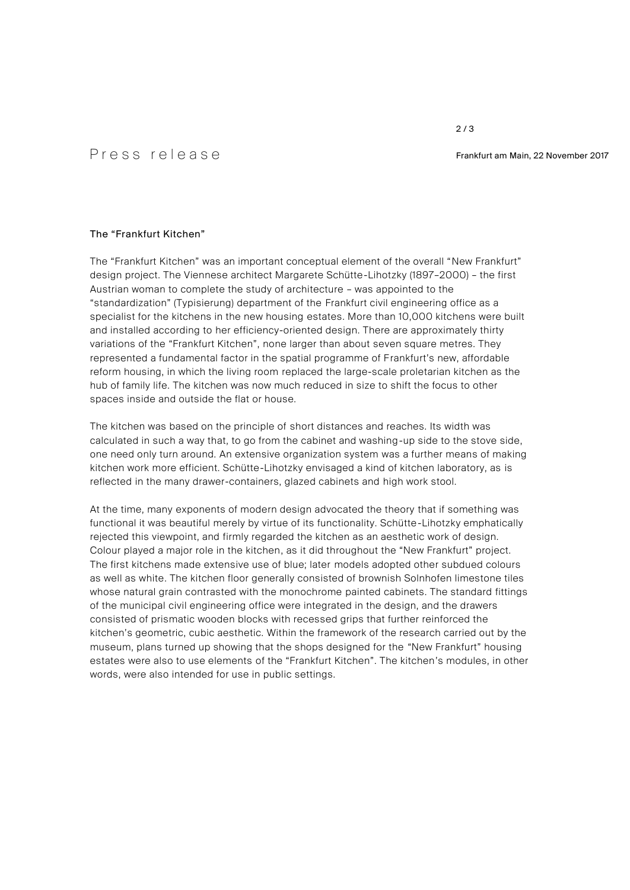## The "Frankfurt Kitchen"

The "Frankfurt Kitchen" was an important conceptual element of the overall "New Frankfurt" design project. The Viennese architect Margarete Schütte-Lihotzky (1897–2000) – the first Austrian woman to complete the study of architecture – was appointed to the "standardization" (Typisierung) department of the Frankfurt civil engineering office as a specialist for the kitchens in the new housing estates. More than 10,000 kitchens were built and installed according to her efficiency-oriented design. There are approximately thirty variations of the "Frankfurt Kitchen", none larger than about seven square metres. They represented a fundamental factor in the spatial programme of Frankfurt's new, affordable reform housing, in which the living room replaced the large-scale proletarian kitchen as the hub of family life. The kitchen was now much reduced in size to shift the focus to other spaces inside and outside the flat or house.

The kitchen was based on the principle of short distances and reaches. Its width was calculated in such a way that, to go from the cabinet and washing-up side to the stove side, one need only turn around. An extensive organization system was a further means of making kitchen work more efficient. Schütte-Lihotzky envisaged a kind of kitchen laboratory, as is reflected in the many drawer-containers, glazed cabinets and high work stool.

At the time, many exponents of modern design advocated the theory that if something was functional it was beautiful merely by virtue of its functionality. Schütte-Lihotzky emphatically rejected this viewpoint, and firmly regarded the kitchen as an aesthetic work of design. Colour played a major role in the kitchen, as it did throughout the "New Frankfurt" project. The first kitchens made extensive use of blue; later models adopted other subdued colours as well as white. The kitchen floor generally consisted of brownish Solnhofen limestone tiles whose natural grain contrasted with the monochrome painted cabinets. The standard fittings of the municipal civil engineering office were integrated in the design, and the drawers consisted of prismatic wooden blocks with recessed grips that further reinforced the kitchen's geometric, cubic aesthetic. Within the framework of the research carried out by the museum, plans turned up showing that the shops designed for the "New Frankfurt" housing estates were also to use elements of the "Frankfurt Kitchen". The kitchen's modules, in other words, were also intended for use in public settings.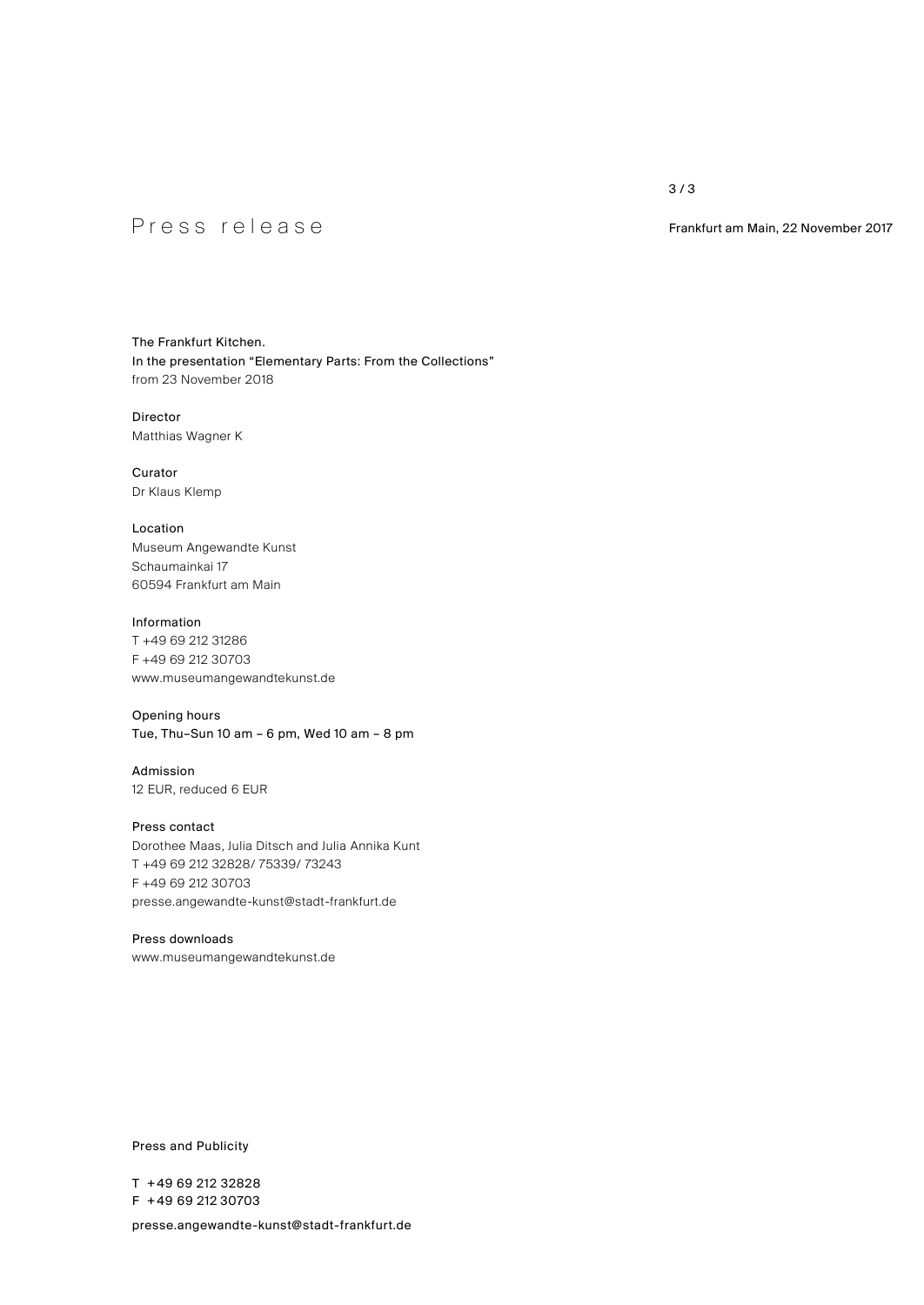Press release

Frankfurt am Main, 22 November 2017

The Frankfurt Kitchen.
In the presentation "Elementary Parts: From the Collections"
from 23 November 2018

Director
Matthias Wagner K

Curator
Dr Klaus Klemp

Location
Museum Angewandte Kunst
Schaumainkai 17
60594 Frankfurt am Main

Information
T +49 69 212 31286
F +49 69 212 30703
www.museumangewandtekunst.de

Opening hours
Tue, Thu–Sun 10 am – 6 pm, Wed 10 am – 8 pm

Admission
12 EUR, reduced 6 EUR

Press contact
Dorothee Maas, Julia Ditsch and Julia Annika Kunt
T +49 69 212 32828/ 75339/ 73243
F +49 69 212 30703
presse.angewandte-kunst@stadt-frankfurt.de

Press downloads
www.museumangewandtekunst.de

Press and Publicity

T +49 69 212 32828
F +49 69 212 30703

presse.angewandte-kunst@stadt-frankfurt.de